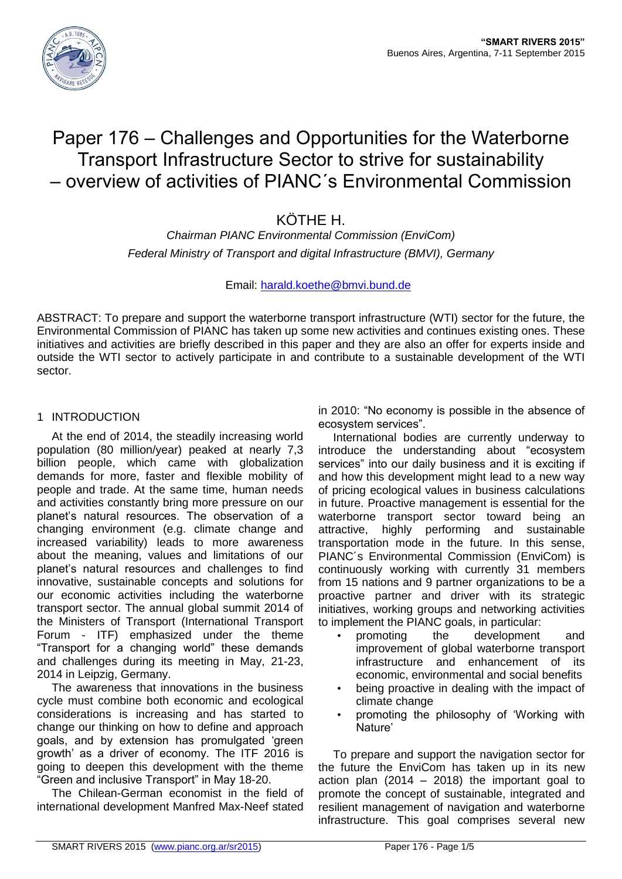# Paper 176 – Challenges and Opportunities for the Waterborne Transport Infrastructure Sector to strive for sustainability – overview of activities of PIANC´s Environmental Commission

KÖTHE H.

*Chairman PIANC Environmental Commission (EnviCom)*

*Federal Ministry of Transport and digital Infrastructure (BMVI), Germany*

Email: harald.koethe@bmvi.bund.de

ABSTRACT: To prepare and support the waterborne transport infrastructure (WTI) sector for the future, the Environmental Commission of PIANC has taken up some new activities and continues existing ones. These initiatives and activities are briefly described in this paper and they are also an offer for experts inside and outside the WTI sector to actively participate in and contribute to a sustainable development of the WTI sector.

## 1 INTRODUCTION

At the end of 2014, the steadily increasing world population (80 million/year) peaked at nearly 7,3 billion people, which came with globalization demands for more, faster and flexible mobility of people and trade. At the same time, human needs and activities constantly bring more pressure on our planet's natural resources. The observation of a changing environment (e.g. climate change and increased variability) leads to more awareness about the meaning, values and limitations of our planet's natural resources and challenges to find innovative, sustainable concepts and solutions for our economic activities including the waterborne transport sector. The annual global summit 2014 of the Ministers of Transport (International Transport Forum - ITF) emphasized under the theme "Transport for a changing world" these demands and challenges during its meeting in May, 21-23, 2014 in Leipzig, Germany.

The awareness that innovations in the business cycle must combine both economic and ecological considerations is increasing and has started to change our thinking on how to define and approach goals, and by extension has promulgated 'green growth' as a driver of economy. The ITF 2016 is going to deepen this development with the theme "Green and inclusive Transport" in May 18-20.

The Chilean-German economist in the field of international development Manfred Max-Neef stated in 2010: "No economy is possible in the absence of ecosystem services".

International bodies are currently underway to introduce the understanding about "ecosystem services" into our daily business and it is exciting if and how this development might lead to a new way of pricing ecological values in business calculations in future. Proactive management is essential for the waterborne transport sector toward being an attractive, highly performing and sustainable transportation mode in the future. In this sense, PIANC´s Environmental Commission (EnviCom) is continuously working with currently 31 members from 15 nations and 9 partner organizations to be a proactive partner and driver with its strategic initiatives, working groups and networking activities to implement the PIANC goals, in particular:

- promoting the development and improvement of global waterborne transport infrastructure and enhancement of its economic, environmental and social benefits
- being proactive in dealing with the impact of climate change
- promoting the philosophy of 'Working with Nature'

To prepare and support the navigation sector for the future the EnviCom has taken up in its new action plan (2014 – 2018) the important goal to promote the concept of sustainable, integrated and resilient management of navigation and waterborne infrastructure. This goal comprises several new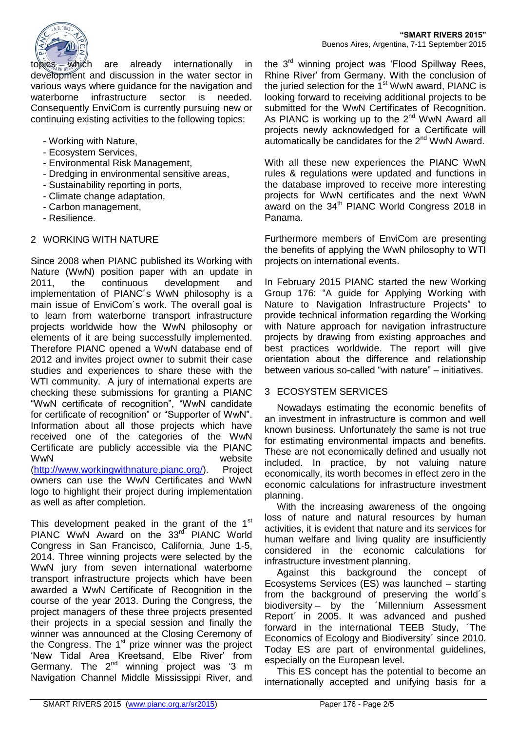topics which are already internationally in development and discussion in the water sector in various ways where guidance for the navigation and waterborne infrastructure sector is needed. Consequently EnviCom is currently pursuing new or continuing existing activities to the following topics:

- Working with Nature,
- Ecosystem Services,
- Environmental Risk Management,
- Dredging in environmental sensitive areas,
- Sustainability reporting in ports,
- Climate change adaptation,
- Carbon management,
- Resilience.

## 2 WORKING WITH NATURE

Since 2008 when PIANC published its Working with Nature (WwN) position paper with an update in 2011, the continuous development and implementation of PIANC´s WwN philosophy is a main issue of EnviCom´s work. The overall goal is to learn from waterborne transport infrastructure projects worldwide how the WwN philosophy or elements of it are being successfully implemented. Therefore PIANC opened a WwN database end of 2012 and invites project owner to submit their case studies and experiences to share these with the WTI community. A jury of international experts are checking these submissions for granting a PIANC "WwN certificate of recognition", "WwN candidate for certificate of recognition" or "Supporter of WwN". Information about all those projects which have received one of the categories of the WwN Certificate are publicly accessible via the PIANC WwN website (http://www.workingwithnature.pianc.org/). Project owners can use the WwN Certificates and WwN logo to highlight their project during implementation as well as after completion.

This development peaked in the grant of the 1st PIANC WwN Award on the 33rd PIANC World Congress in San Francisco, California, June 1-5, 2014. Three winning projects were selected by the WwN jury from seven international waterborne transport infrastructure projects which have been awarded a WwN Certificate of Recognition in the course of the year 2013. During the Congress, the project managers of these three projects presented their projects in a special session and finally the winner was announced at the Closing Ceremony of the Congress. The 1st prize winner was the project 'New Tidal Area Kreetsand, Elbe River' from Germany. The 2nd winning project was '3 m Navigation Channel Middle Mississippi River, and the 3rd winning project was 'Flood Spillway Rees, Rhine River' from Germany. With the conclusion of the juried selection for the 1st WwN award, PIANC is looking forward to receiving additional projects to be submitted for the WwN Certificates of Recognition. As PIANC is working up to the 2nd WwN Award all projects newly acknowledged for a Certificate will automatically be candidates for the 2nd WwN Award.

With all these new experiences the PIANC WwN rules & regulations were updated and functions in the database improved to receive more interesting projects for WwN certificates and the next WwN award on the 34th PIANC World Congress 2018 in Panama.

Furthermore members of EnviCom are presenting the benefits of applying the WwN philosophy to WTI projects on international events.

In February 2015 PIANC started the new Working Group 176: "A guide for Applying Working with Nature to Navigation Infrastructure Projects" to provide technical information regarding the Working with Nature approach for navigation infrastructure projects by drawing from existing approaches and best practices worldwide. The report will give orientation about the difference and relationship between various so-called "with nature" – initiatives.

## 3 ECOSYSTEM SERVICES

Nowadays estimating the economic benefits of an investment in infrastructure is common and well known business. Unfortunately the same is not true for estimating environmental impacts and benefits. These are not economically defined and usually not included. In practice, by not valuing nature economically, its worth becomes in effect zero in the economic calculations for infrastructure investment planning.

With the increasing awareness of the ongoing loss of nature and natural resources by human activities, it is evident that nature and its services for human welfare and living quality are insufficiently considered in the economic calculations for infrastructure investment planning.

Against this background the concept of Ecosystems Services (ES) was launched – starting from the background of preserving the world´s biodiversity – by the ´Millennium Assessment Report´ in 2005. It was advanced and pushed forward in the international TEEB Study, ´The Economics of Ecology and Biodiversity´ since 2010. Today ES are part of environmental guidelines, especially on the European level.

This ES concept has the potential to become an internationally accepted and unifying basis for a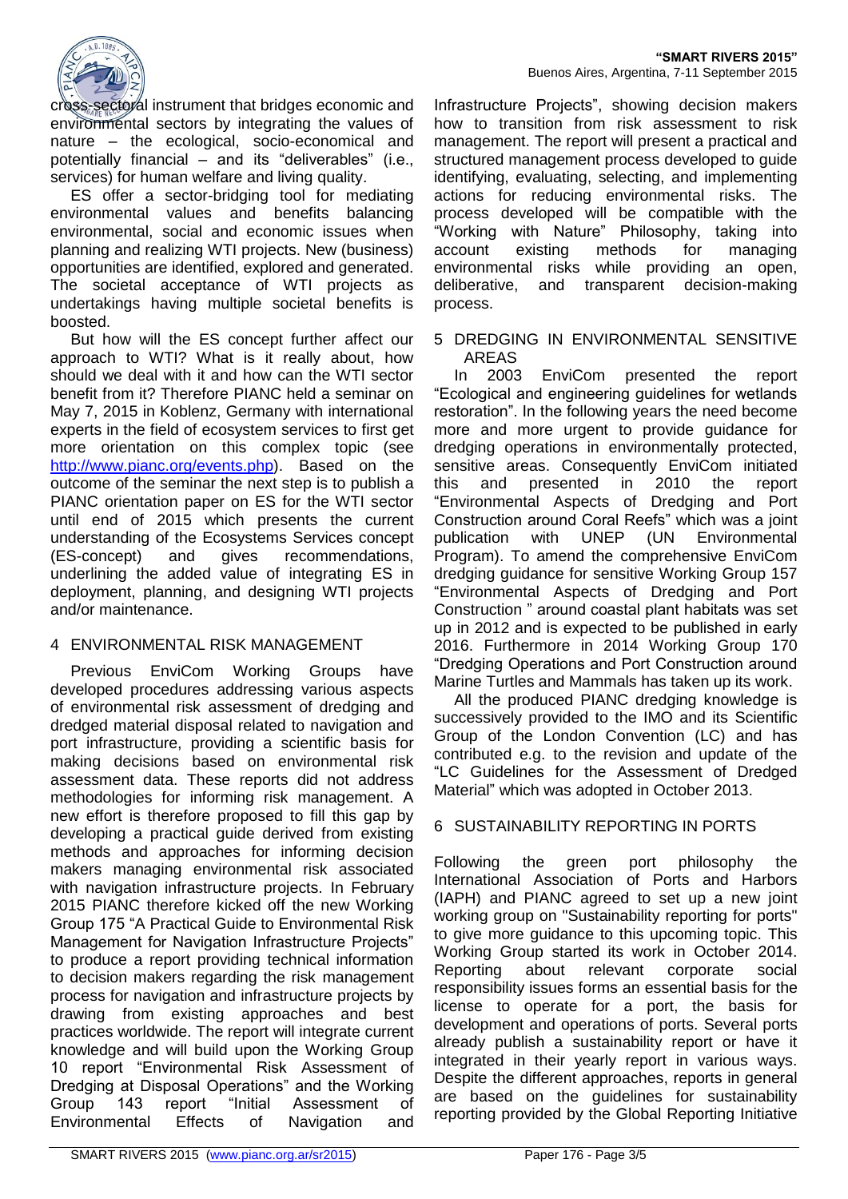cross-sectoral instrument that bridges economic and environmental sectors by integrating the values of nature – the ecological, socio-economical and potentially financial – and its "deliverables" (i.e., services) for human welfare and living quality.

ES offer a sector-bridging tool for mediating environmental values and benefits balancing environmental, social and economic issues when planning and realizing WTI projects. New (business) opportunities are identified, explored and generated. The societal acceptance of WTI projects as undertakings having multiple societal benefits is boosted.

But how will the ES concept further affect our approach to WTI? What is it really about, how should we deal with it and how can the WTI sector benefit from it? Therefore PIANC held a seminar on May 7, 2015 in Koblenz, Germany with international experts in the field of ecosystem services to first get more orientation on this complex topic (see http://www.pianc.org/events.php). Based on the outcome of the seminar the next step is to publish a PIANC orientation paper on ES for the WTI sector until end of 2015 which presents the current understanding of the Ecosystems Services concept (ES-concept) and gives recommendations, underlining the added value of integrating ES in deployment, planning, and designing WTI projects and/or maintenance.

## 4 ENVIRONMENTAL RISK MANAGEMENT

Previous EnviCom Working Groups have developed procedures addressing various aspects of environmental risk assessment of dredging and dredged material disposal related to navigation and port infrastructure, providing a scientific basis for making decisions based on environmental risk assessment data. These reports did not address methodologies for informing risk management. A new effort is therefore proposed to fill this gap by developing a practical guide derived from existing methods and approaches for informing decision makers managing environmental risk associated with navigation infrastructure projects. In February 2015 PIANC therefore kicked off the new Working Group 175 "A Practical Guide to Environmental Risk Management for Navigation Infrastructure Projects" to produce a report providing technical information to decision makers regarding the risk management process for navigation and infrastructure projects by drawing from existing approaches and best practices worldwide. The report will integrate current knowledge and will build upon the Working Group 10 report "Environmental Risk Assessment of Dredging at Disposal Operations" and the Working Group 143 report "Initial Assessment of Environmental Effects of Navigation and Infrastructure Projects", showing decision makers how to transition from risk assessment to risk management. The report will present a practical and structured management process developed to guide identifying, evaluating, selecting, and implementing actions for reducing environmental risks. The process developed will be compatible with the "Working with Nature" Philosophy, taking into account existing methods for managing environmental risks while providing an open, deliberative, and transparent decision-making process.

## 5 DREDGING IN ENVIRONMENTAL SENSITIVE AREAS

In 2003 EnviCom presented the report "Ecological and engineering guidelines for wetlands restoration". In the following years the need become more and more urgent to provide guidance for dredging operations in environmentally protected, sensitive areas. Consequently EnviCom initiated this and presented in 2010 the report "Environmental Aspects of Dredging and Port Construction around Coral Reefs" which was a joint publication with UNEP (UN Environmental Program). To amend the comprehensive EnviCom dredging guidance for sensitive Working Group 157 "Environmental Aspects of Dredging and Port Construction " around coastal plant habitats was set up in 2012 and is expected to be published in early 2016. Furthermore in 2014 Working Group 170 "Dredging Operations and Port Construction around Marine Turtles and Mammals has taken up its work.

All the produced PIANC dredging knowledge is successively provided to the IMO and its Scientific Group of the London Convention (LC) and has contributed e.g. to the revision and update of the "LC Guidelines for the Assessment of Dredged Material" which was adopted in October 2013.

## 6 SUSTAINABILITY REPORTING IN PORTS

Following the green port philosophy the International Association of Ports and Harbors (IAPH) and PIANC agreed to set up a new joint working group on "Sustainability reporting for ports" to give more guidance to this upcoming topic. This Working Group started its work in October 2014. Reporting about relevant corporate social responsibility issues forms an essential basis for the license to operate for a port, the basis for development and operations of ports. Several ports already publish a sustainability report or have it integrated in their yearly report in various ways. Despite the different approaches, reports in general are based on the guidelines for sustainability reporting provided by the Global Reporting Initiative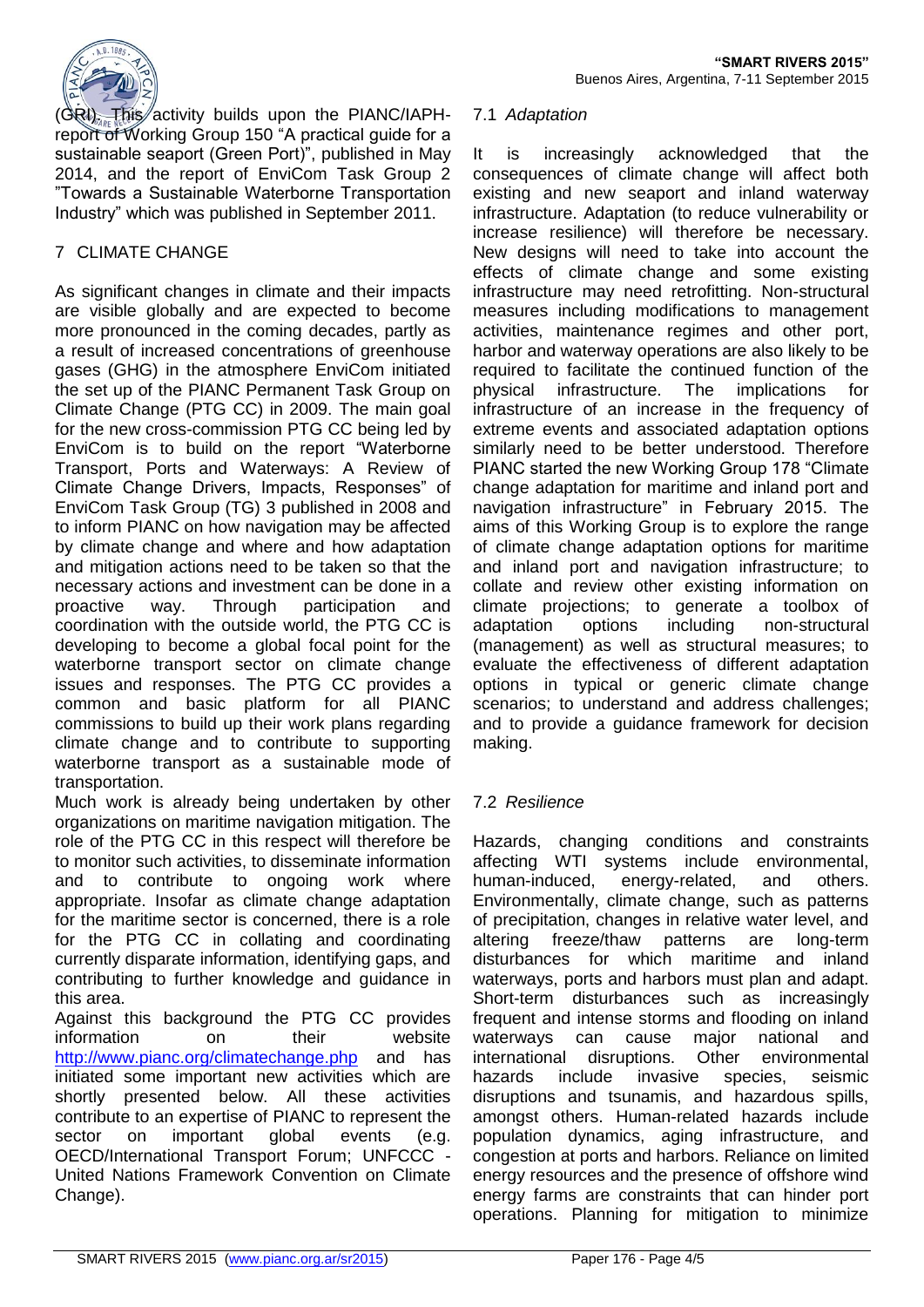(GRI). This activity builds upon the PIANC/IAPH-report of Working Group 150 "A practical guide for a sustainable seaport (Green Port)", published in May 2014, and the report of EnviCom Task Group 2 "Towards a Sustainable Waterborne Transportation Industry" which was published in September 2011.

## 7 CLIMATE CHANGE

As significant changes in climate and their impacts are visible globally and are expected to become more pronounced in the coming decades, partly as a result of increased concentrations of greenhouse gases (GHG) in the atmosphere EnviCom initiated the set up of the PIANC Permanent Task Group on Climate Change (PTG CC) in 2009. The main goal for the new cross-commission PTG CC being led by EnviCom is to build on the report "Waterborne Transport, Ports and Waterways: A Review of Climate Change Drivers, Impacts, Responses" of EnviCom Task Group (TG) 3 published in 2008 and to inform PIANC on how navigation may be affected by climate change and where and how adaptation and mitigation actions need to be taken so that the necessary actions and investment can be done in a proactive way. Through participation and coordination with the outside world, the PTG CC is developing to become a global focal point for the waterborne transport sector on climate change issues and responses. The PTG CC provides a common and basic platform for all PIANC commissions to build up their work plans regarding climate change and to contribute to supporting waterborne transport as a sustainable mode of transportation.

Much work is already being undertaken by other organizations on maritime navigation mitigation. The role of the PTG CC in this respect will therefore be to monitor such activities, to disseminate information and to contribute to ongoing work where appropriate. Insofar as climate change adaptation for the maritime sector is concerned, there is a role for the PTG CC in collating and coordinating currently disparate information, identifying gaps, and contributing to further knowledge and guidance in this area.

Against this background the PTG CC provides information on their website http://www.pianc.org/climatechange.php and has initiated some important new activities which are shortly presented below. All these activities contribute to an expertise of PIANC to represent the sector on important global events (e.g. OECD/International Transport Forum; UNFCCC - United Nations Framework Convention on Climate Change).

### 7.1 *Adaptation*

It is increasingly acknowledged that the consequences of climate change will affect both existing and new seaport and inland waterway infrastructure. Adaptation (to reduce vulnerability or increase resilience) will therefore be necessary. New designs will need to take into account the effects of climate change and some existing infrastructure may need retrofitting. Non-structural measures including modifications to management activities, maintenance regimes and other port, harbor and waterway operations are also likely to be required to facilitate the continued function of the physical infrastructure. The implications for infrastructure of an increase in the frequency of extreme events and associated adaptation options similarly need to be better understood. Therefore PIANC started the new Working Group 178 "Climate change adaptation for maritime and inland port and navigation infrastructure" in February 2015. The aims of this Working Group is to explore the range of climate change adaptation options for maritime and inland port and navigation infrastructure; to collate and review other existing information on climate projections; to generate a toolbox of adaptation options including non-structural (management) as well as structural measures; to evaluate the effectiveness of different adaptation options in typical or generic climate change scenarios; to understand and address challenges; and to provide a guidance framework for decision making.

### 7.2 *Resilience*

Hazards, changing conditions and constraints affecting WTI systems include environmental, human-induced, energy-related, and others. Environmentally, climate change, such as patterns of precipitation, changes in relative water level, and altering freeze/thaw patterns are long-term disturbances for which maritime and inland waterways, ports and harbors must plan and adapt. Short-term disturbances such as increasingly frequent and intense storms and flooding on inland waterways can cause major national and international disruptions. Other environmental hazards include invasive species, seismic disruptions and tsunamis, and hazardous spills, amongst others. Human-related hazards include population dynamics, aging infrastructure, and congestion at ports and harbors. Reliance on limited energy resources and the presence of offshore wind energy farms are constraints that can hinder port operations. Planning for mitigation to minimize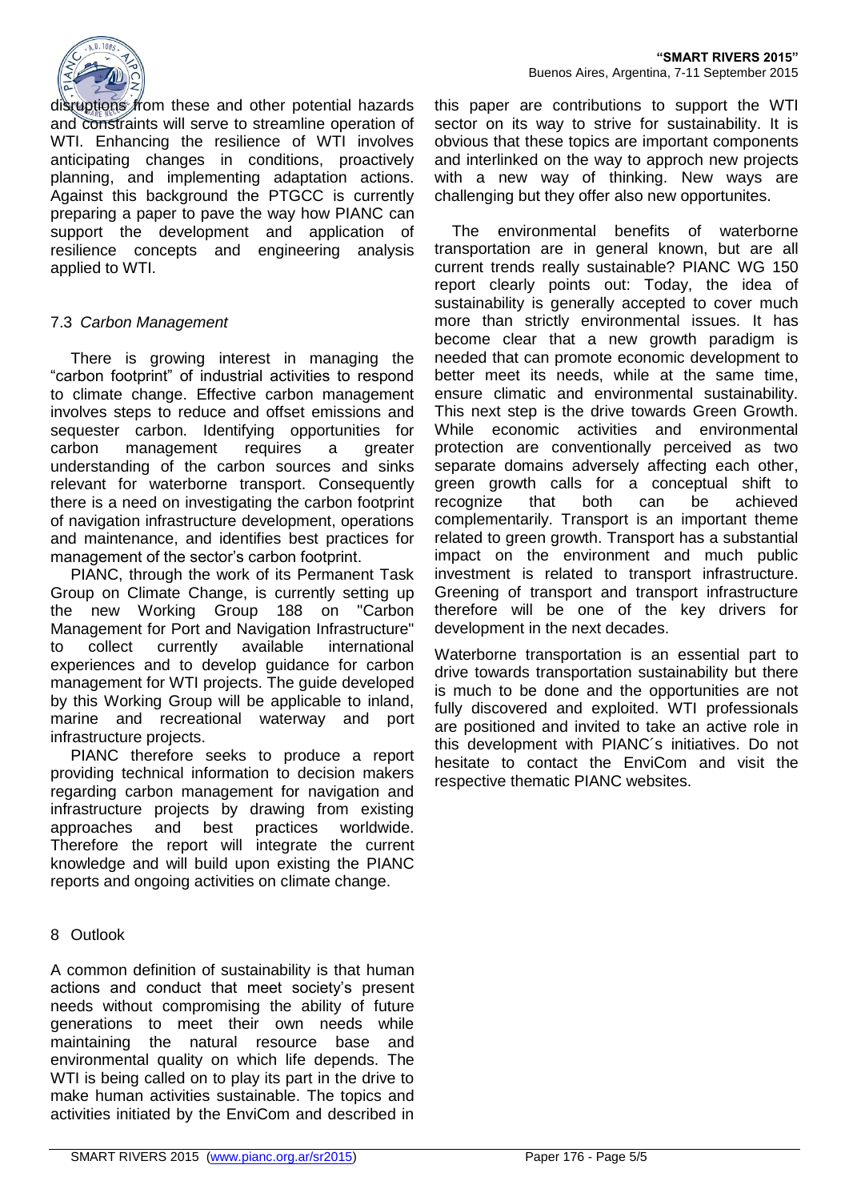disruptions from these and other potential hazards and constraints will serve to streamline operation of WTI. Enhancing the resilience of WTI involves anticipating changes in conditions, proactively planning, and implementing adaptation actions. Against this background the PTGCC is currently preparing a paper to pave the way how PIANC can support the development and application of resilience concepts and engineering analysis applied to WTI.

### 7.3 *Carbon Management*

There is growing interest in managing the "carbon footprint" of industrial activities to respond to climate change. Effective carbon management involves steps to reduce and offset emissions and sequester carbon. Identifying opportunities for carbon management requires a greater understanding of the carbon sources and sinks relevant for waterborne transport. Consequently there is a need on investigating the carbon footprint of navigation infrastructure development, operations and maintenance, and identifies best practices for management of the sector's carbon footprint.

PIANC, through the work of its Permanent Task Group on Climate Change, is currently setting up the new Working Group 188 on "Carbon Management for Port and Navigation Infrastructure" to collect currently available international experiences and to develop guidance for carbon management for WTI projects. The guide developed by this Working Group will be applicable to inland, marine and recreational waterway and port infrastructure projects.

PIANC therefore seeks to produce a report providing technical information to decision makers regarding carbon management for navigation and infrastructure projects by drawing from existing approaches and best practices worldwide. Therefore the report will integrate the current knowledge and will build upon existing the PIANC reports and ongoing activities on climate change.

## 8 Outlook

A common definition of sustainability is that human actions and conduct that meet society's present needs without compromising the ability of future generations to meet their own needs while maintaining the natural resource base and environmental quality on which life depends. The WTI is being called on to play its part in the drive to make human activities sustainable. The topics and activities initiated by the EnviCom and described in this paper are contributions to support the WTI sector on its way to strive for sustainability. It is obvious that these topics are important components and interlinked on the way to approch new projects with a new way of thinking. New ways are challenging but they offer also new opportunites.

The environmental benefits of waterborne transportation are in general known, but are all current trends really sustainable? PIANC WG 150 report clearly points out: Today, the idea of sustainability is generally accepted to cover much more than strictly environmental issues. It has become clear that a new growth paradigm is needed that can promote economic development to better meet its needs, while at the same time, ensure climatic and environmental sustainability. This next step is the drive towards Green Growth. While economic activities and environmental protection are conventionally perceived as two separate domains adversely affecting each other, green growth calls for a conceptual shift to recognize that both can be achieved complementarily. Transport is an important theme related to green growth. Transport has a substantial impact on the environment and much public investment is related to transport infrastructure. Greening of transport and transport infrastructure therefore will be one of the key drivers for development in the next decades.

Waterborne transportation is an essential part to drive towards transportation sustainability but there is much to be done and the opportunities are not fully discovered and exploited. WTI professionals are positioned and invited to take an active role in this development with PIANC´s initiatives. Do not hesitate to contact the EnviCom and visit the respective thematic PIANC websites.